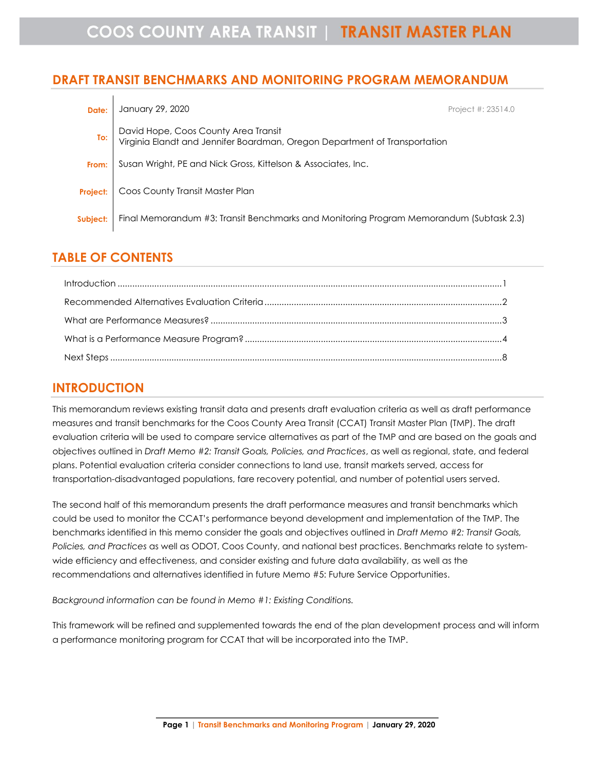# DRAFT TRANSIT BENCHMARKS AND MONITORING PROGRAM MEMORANDUM

| | | |
|---|---|---|
| **Date:** | January 29, 2020 | Project #: 23514.0 |
| **To:** | David Hope, Coos County Area Transit<br>Virginia Elandt and Jennifer Boardman, Oregon Department of Transportation | |
| **From:** | Susan Wright, PE and Nick Gross, Kittelson & Associates, Inc. | |
| **Project:** | Coos County Transit Master Plan | |
| **Subject:** | Final Memorandum #3: Transit Benchmarks and Monitoring Program Memorandum (Subtask 2.3) | |

## TABLE OF CONTENTS

Introduction ........................................................................................................ 1

Recommended Alternatives Evaluation Criteria ................................................ 2

What are Performance Measures? ...................................................................... 3

What is a Performance Measure Program? ......................................................... 4

Next Steps ........................................................................................................... 8

## INTRODUCTION

This memorandum reviews existing transit data and presents draft evaluation criteria as well as draft performance measures and transit benchmarks for the Coos County Area Transit (CCAT) Transit Master Plan (TMP). The draft evaluation criteria will be used to compare service alternatives as part of the TMP and are based on the goals and objectives outlined in *Draft Memo #2: Transit Goals, Policies, and Practices*, as well as regional, state, and federal plans. Potential evaluation criteria consider connections to land use, transit markets served, access for transportation-disadvantaged populations, fare recovery potential, and number of potential users served.

The second half of this memorandum presents the draft performance measures and transit benchmarks which could be used to monitor the CCAT's performance beyond development and implementation of the TMP. The benchmarks identified in this memo consider the goals and objectives outlined in *Draft Memo #2: Transit Goals, Policies, and Practices* as well as ODOT, Coos County, and national best practices. Benchmarks relate to system-wide efficiency and effectiveness, and consider existing and future data availability, as well as the recommendations and alternatives identified in future Memo #5: Future Service Opportunities.

*Background information can be found in Memo #1: Existing Conditions.*

This framework will be refined and supplemented towards the end of the plan development process and will inform a performance monitoring program for CCAT that will be incorporated into the TMP.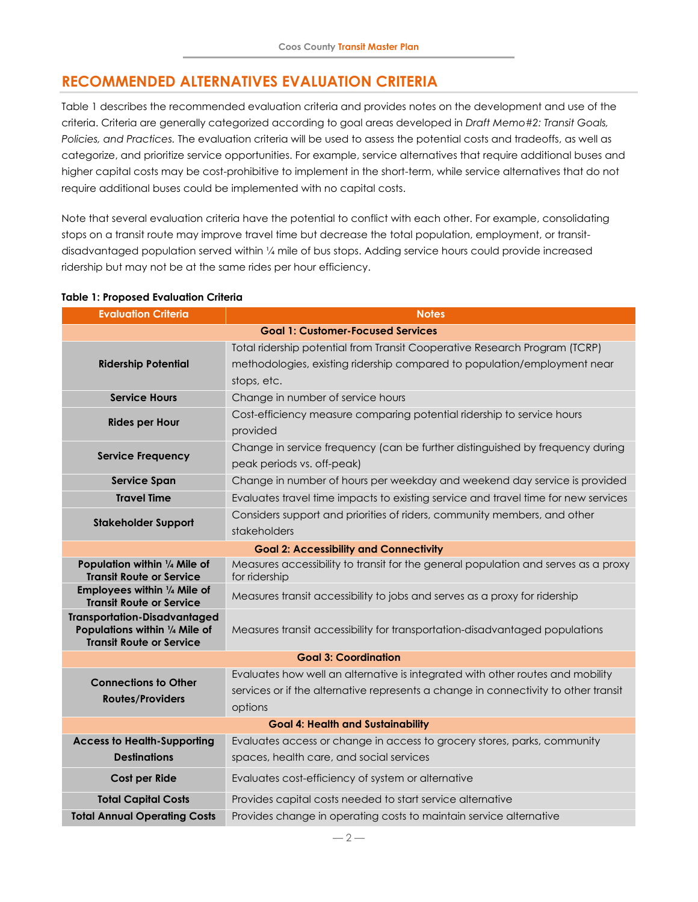## RECOMMENDED ALTERNATIVES EVALUATION CRITERIA

Table 1 describes the recommended evaluation criteria and provides notes on the development and use of the criteria. Criteria are generally categorized according to goal areas developed in *Draft Memo#2: Transit Goals, Policies, and Practices.* The evaluation criteria will be used to assess the potential costs and tradeoffs, as well as categorize, and prioritize service opportunities. For example, service alternatives that require additional buses and higher capital costs may be cost-prohibitive to implement in the short-term, while service alternatives that do not require additional buses could be implemented with no capital costs.

Note that several evaluation criteria have the potential to conflict with each other. For example, consolidating stops on a transit route may improve travel time but decrease the total population, employment, or transit-disadvantaged population served within ¼ mile of bus stops. Adding service hours could provide increased ridership but may not be at the same rides per hour efficiency.

**Table 1: Proposed Evaluation Criteria**

| Evaluation Criteria | Notes |
|---|---|
| **Goal 1: Customer-Focused Services** | |
| **Ridership Potential** | Total ridership potential from Transit Cooperative Research Program (TCRP) methodologies, existing ridership compared to population/employment near stops, etc. |
| **Service Hours** | Change in number of service hours |
| **Rides per Hour** | Cost-efficiency measure comparing potential ridership to service hours provided |
| **Service Frequency** | Change in service frequency (can be further distinguished by frequency during peak periods vs. off-peak) |
| **Service Span** | Change in number of hours per weekday and weekend day service is provided |
| **Travel Time** | Evaluates travel time impacts to existing service and travel time for new services |
| **Stakeholder Support** | Considers support and priorities of riders, community members, and other stakeholders |
| **Goal 2: Accessibility and Connectivity** | |
| **Population within ¼ Mile of Transit Route or Service** | Measures accessibility to transit for the general population and serves as a proxy for ridership |
| **Employees within ¼ Mile of Transit Route or Service** | Measures transit accessibility to jobs and serves as a proxy for ridership |
| **Transportation-Disadvantaged Populations within ¼ Mile of Transit Route or Service** | Measures transit accessibility for transportation-disadvantaged populations |
| **Goal 3: Coordination** | |
| **Connections to Other Routes/Providers** | Evaluates how well an alternative is integrated with other routes and mobility services or if the alternative represents a change in connectivity to other transit options |
| **Goal 4: Health and Sustainability** | |
| **Access to Health-Supporting Destinations** | Evaluates access or change in access to grocery stores, parks, community spaces, health care, and social services |
| **Cost per Ride** | Evaluates cost-efficiency of system or alternative |
| **Total Capital Costs** | Provides capital costs needed to start service alternative |
| **Total Annual Operating Costs** | Provides change in operating costs to maintain service alternative |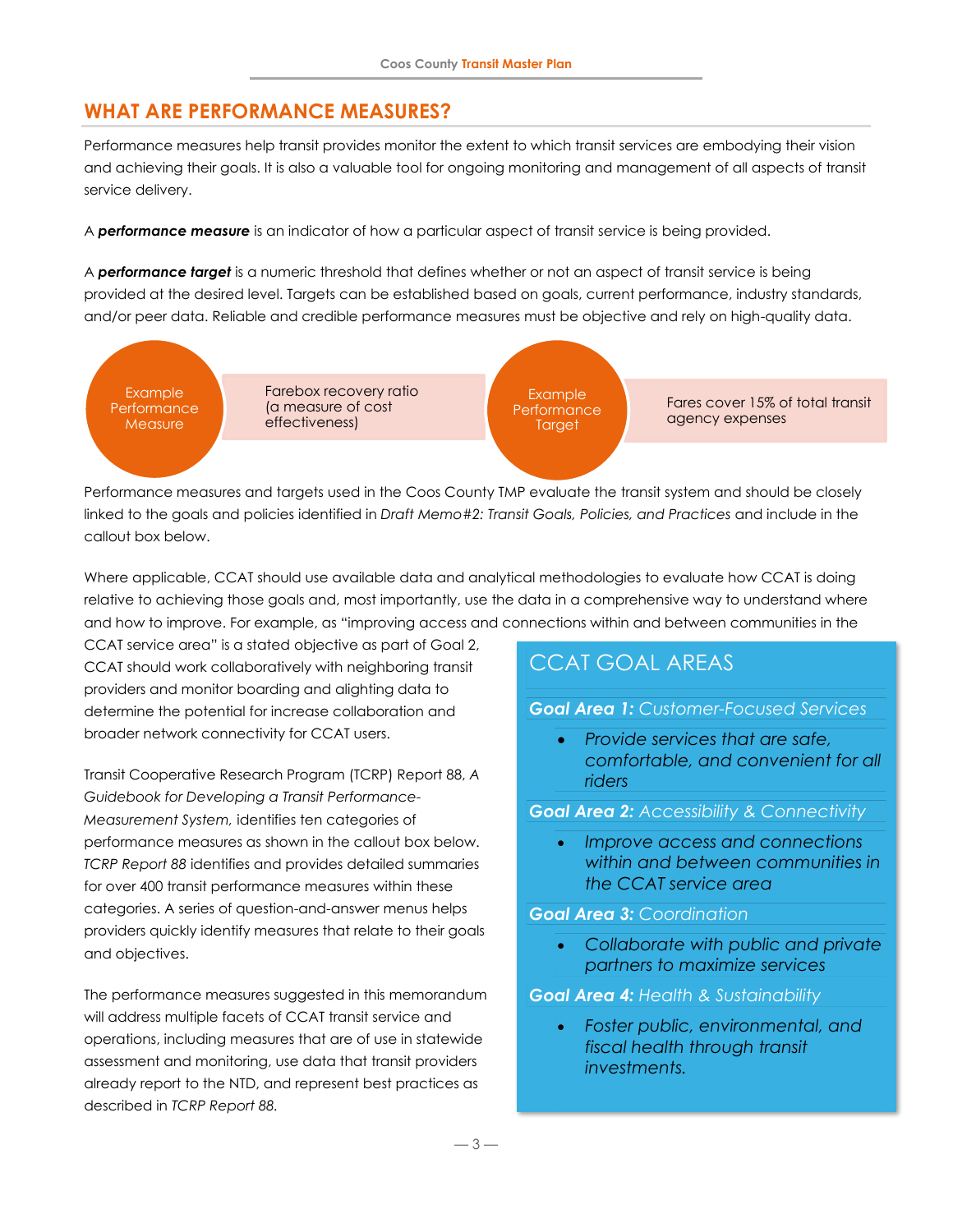## WHAT ARE PERFORMANCE MEASURES?

Performance measures help transit provides monitor the extent to which transit services are embodying their vision and achieving their goals. It is also a valuable tool for ongoing monitoring and management of all aspects of transit service delivery.

A ***performance measure*** is an indicator of how a particular aspect of transit service is being provided.

A ***performance target*** is a numeric threshold that defines whether or not an aspect of transit service is being provided at the desired level. Targets can be established based on goals, current performance, industry standards, and/or peer data. Reliable and credible performance measures must be objective and rely on high-quality data.

| Example Performance Measure | Farebox recovery ratio (a measure of cost effectiveness) | Example Performance Target | Fares cover 15% of total transit agency expenses |
|---|---|---|---|

Performance measures and targets used in the Coos County TMP evaluate the transit system and should be closely linked to the goals and policies identified in *Draft Memo#2: Transit Goals, Policies, and Practices* and include in the callout box below.

Where applicable, CCAT should use available data and analytical methodologies to evaluate how CCAT is doing relative to achieving those goals and, most importantly, use the data in a comprehensive way to understand where and how to improve. For example, as "improving access and connections within and between communities in the CCAT service area" is a stated objective as part of Goal 2, CCAT should work collaboratively with neighboring transit providers and monitor boarding and alighting data to determine the potential for increase collaboration and broader network connectivity for CCAT users.

Transit Cooperative Research Program (TCRP) Report 88, *A Guidebook for Developing a Transit Performance-Measurement System,* identifies ten categories of performance measures as shown in the callout box below. *TCRP Report 88* identifies and provides detailed summaries for over 400 transit performance measures within these categories. A series of question-and-answer menus helps providers quickly identify measures that relate to their goals and objectives.

The performance measures suggested in this memorandum will address multiple facets of CCAT transit service and operations, including measures that are of use in statewide assessment and monitoring, use data that transit providers already report to the NTD, and represent best practices as described in *TCRP Report 88.*

### CCAT GOAL AREAS

***Goal Area 1:*** *Customer-Focused Services*

- *Provide services that are safe, comfortable, and convenient for all riders*

***Goal Area 2:*** *Accessibility & Connectivity*

- *Improve access and connections within and between communities in the CCAT service area*

***Goal Area 3:*** *Coordination*

- *Collaborate with public and private partners to maximize services*

***Goal Area 4:*** *Health & Sustainability*

- *Foster public, environmental, and fiscal health through transit investments.*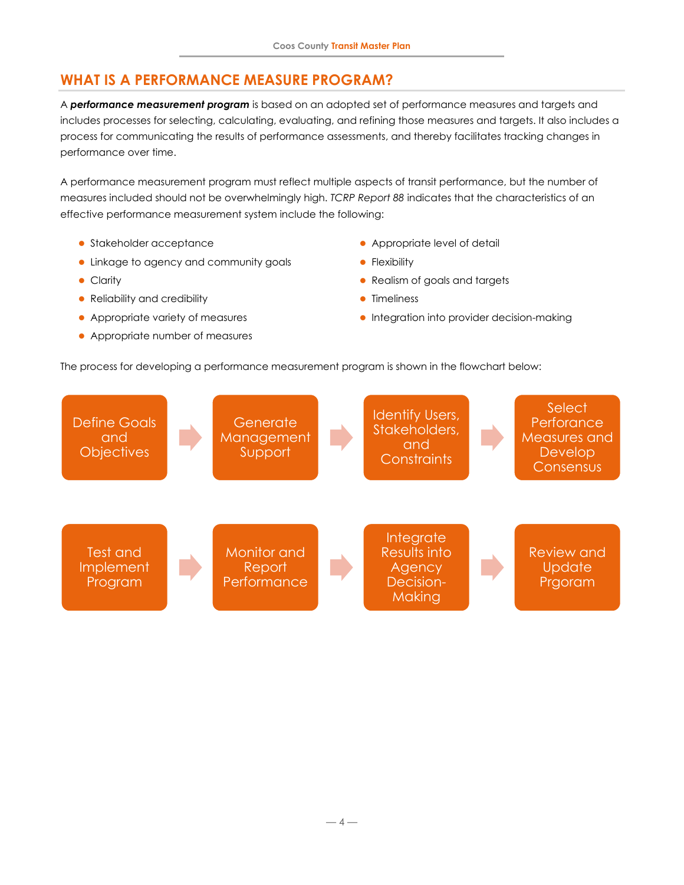## WHAT IS A PERFORMANCE MEASURE PROGRAM?

A ***performance measurement program*** is based on an adopted set of performance measures and targets and includes processes for selecting, calculating, evaluating, and refining those measures and targets. It also includes a process for communicating the results of performance assessments, and thereby facilitates tracking changes in performance over time.

A performance measurement program must reflect multiple aspects of transit performance, but the number of measures included should not be overwhelmingly high. *TCRP Report 88* indicates that the characteristics of an effective performance measurement system include the following:

- Stakeholder acceptance
- Linkage to agency and community goals
- Clarity
- Reliability and credibility
- Appropriate variety of measures
- Appropriate number of measures
- Appropriate level of detail
- Flexibility
- Realism of goals and targets
- Timeliness
- Integration into provider decision-making

The process for developing a performance measurement program is shown in the flowchart below:

Define Goals and Objectives → Generate Management Support → Identify Users, Stakeholders, and Constraints → Select Perforance Measures and Develop Consensus

Test and Implement Program → Monitor and Report Performance → Integrate Results into Agency Decision-Making → Review and Update Prgoram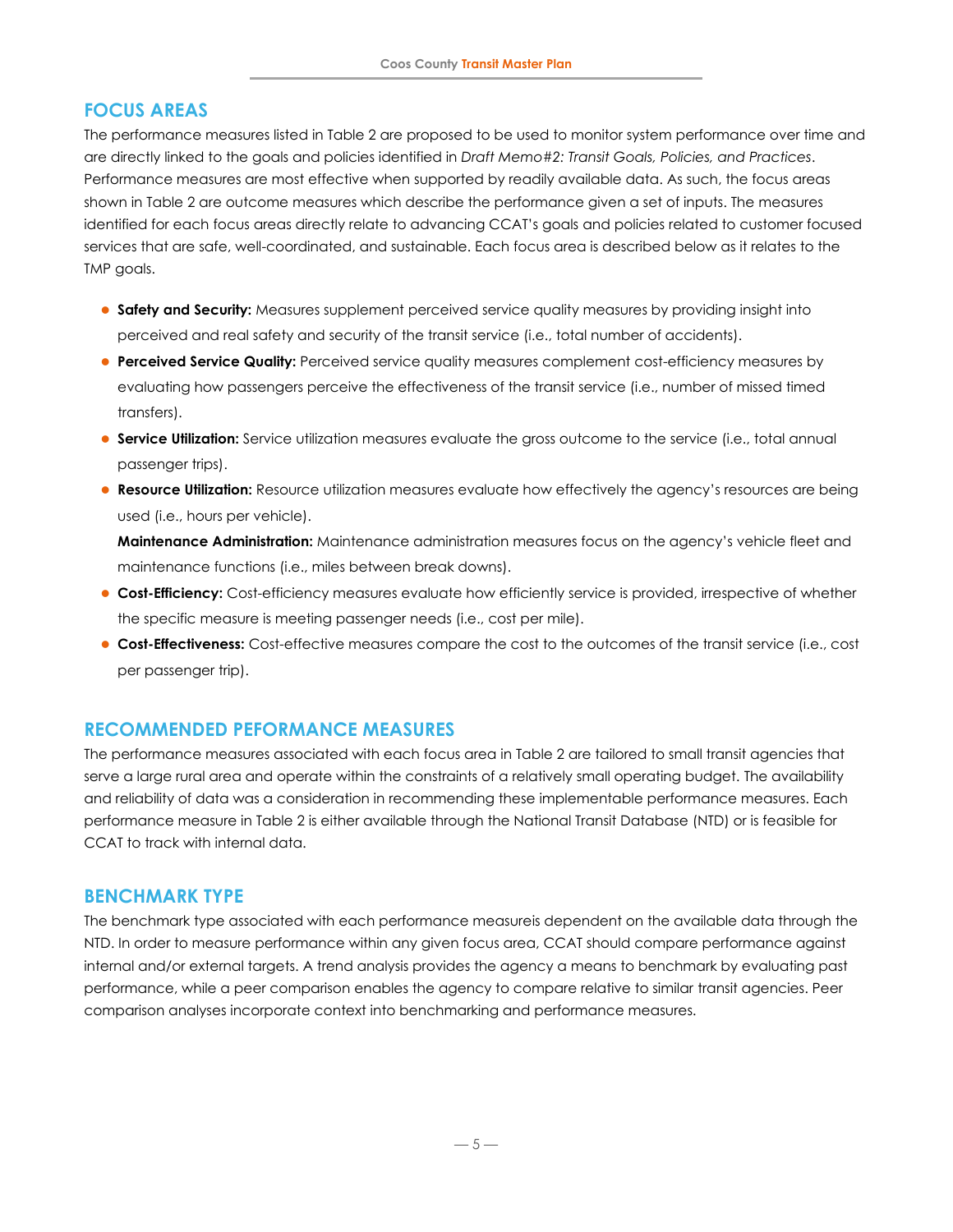## FOCUS AREAS

The performance measures listed in Table 2 are proposed to be used to monitor system performance over time and are directly linked to the goals and policies identified in *Draft Memo#2: Transit Goals, Policies, and Practices*. Performance measures are most effective when supported by readily available data. As such, the focus areas shown in Table 2 are outcome measures which describe the performance given a set of inputs. The measures identified for each focus areas directly relate to advancing CCAT's goals and policies related to customer focused services that are safe, well-coordinated, and sustainable. Each focus area is described below as it relates to the TMP goals.

- **Safety and Security:** Measures supplement perceived service quality measures by providing insight into perceived and real safety and security of the transit service (i.e., total number of accidents).
- **Perceived Service Quality:** Perceived service quality measures complement cost-efficiency measures by evaluating how passengers perceive the effectiveness of the transit service (i.e., number of missed timed transfers).
- **Service Utilization:** Service utilization measures evaluate the gross outcome to the service (i.e., total annual passenger trips).
- **Resource Utilization:** Resource utilization measures evaluate how effectively the agency's resources are being used (i.e., hours per vehicle).

  **Maintenance Administration:** Maintenance administration measures focus on the agency's vehicle fleet and maintenance functions (i.e., miles between break downs).
- **Cost-Efficiency:** Cost-efficiency measures evaluate how efficiently service is provided, irrespective of whether the specific measure is meeting passenger needs (i.e., cost per mile).
- **Cost-Effectiveness:** Cost-effective measures compare the cost to the outcomes of the transit service (i.e., cost per passenger trip).

## RECOMMENDED PEFORMANCE MEASURES

The performance measures associated with each focus area in Table 2 are tailored to small transit agencies that serve a large rural area and operate within the constraints of a relatively small operating budget. The availability and reliability of data was a consideration in recommending these implementable performance measures. Each performance measure in Table 2 is either available through the National Transit Database (NTD) or is feasible for CCAT to track with internal data.

## BENCHMARK TYPE

The benchmark type associated with each performance measureis dependent on the available data through the NTD. In order to measure performance within any given focus area, CCAT should compare performance against internal and/or external targets. A trend analysis provides the agency a means to benchmark by evaluating past performance, while a peer comparison enables the agency to compare relative to similar transit agencies. Peer comparison analyses incorporate context into benchmarking and performance measures.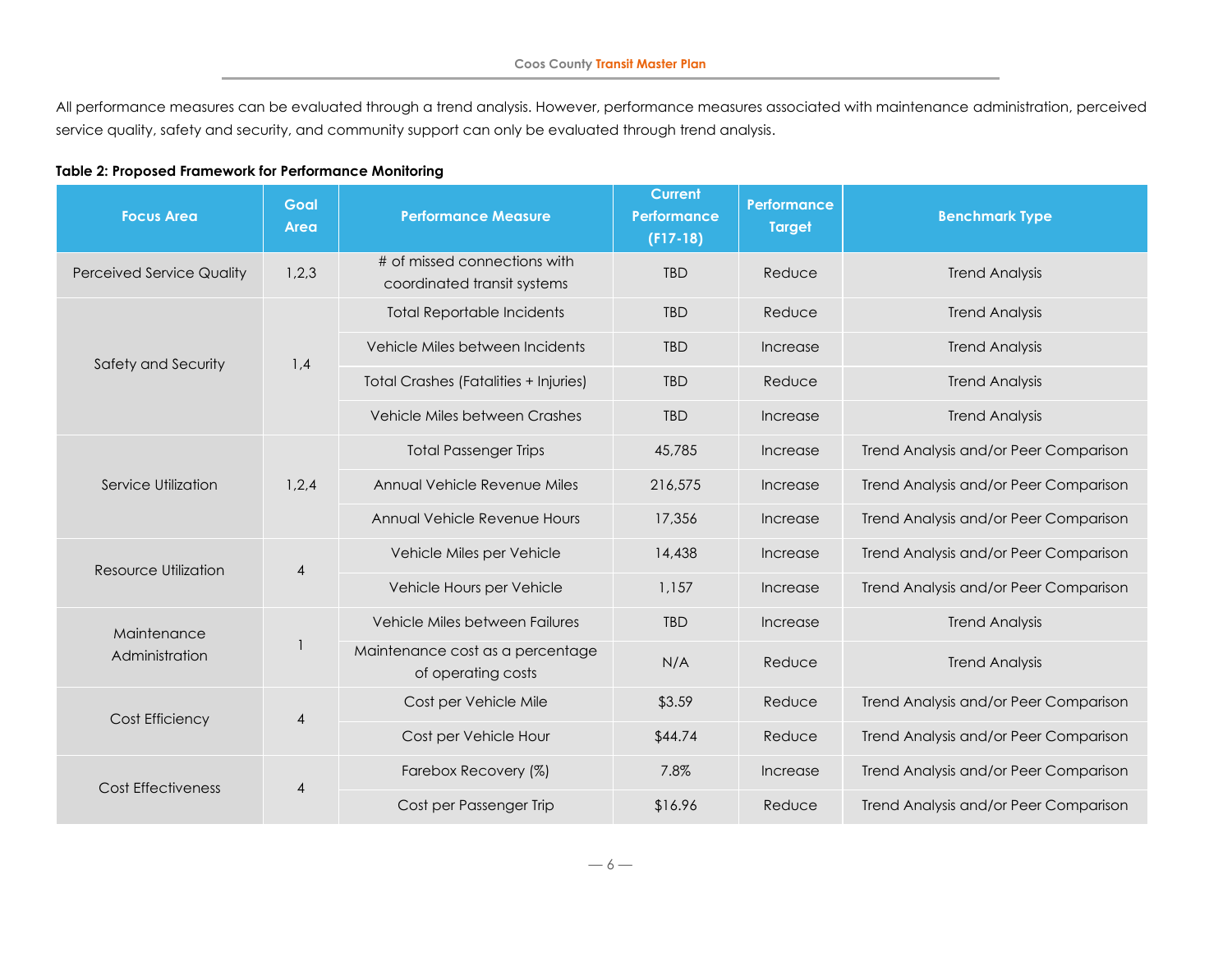All performance measures can be evaluated through a trend analysis. However, performance measures associated with maintenance administration, perceived service quality, safety and security, and community support can only be evaluated through trend analysis.

**Table 2: Proposed Framework for Performance Monitoring**

| Focus Area | Goal Area | Performance Measure | Current Performance (F17-18) | Performance Target | Benchmark Type |
|---|---|---|---|---|---|
| Perceived Service Quality | 1,2,3 | # of missed connections with coordinated transit systems | TBD | Reduce | Trend Analysis |
| Safety and Security | 1,4 | Total Reportable Incidents | TBD | Reduce | Trend Analysis |
| | | Vehicle Miles between Incidents | TBD | Increase | Trend Analysis |
| | | Total Crashes (Fatalities + Injuries) | TBD | Reduce | Trend Analysis |
| | | Vehicle Miles between Crashes | TBD | Increase | Trend Analysis |
| Service Utilization | 1,2,4 | Total Passenger Trips | 45,785 | Increase | Trend Analysis and/or Peer Comparison |
| | | Annual Vehicle Revenue Miles | 216,575 | Increase | Trend Analysis and/or Peer Comparison |
| | | Annual Vehicle Revenue Hours | 17,356 | Increase | Trend Analysis and/or Peer Comparison |
| Resource Utilization | 4 | Vehicle Miles per Vehicle | 14,438 | Increase | Trend Analysis and/or Peer Comparison |
| | | Vehicle Hours per Vehicle | 1,157 | Increase | Trend Analysis and/or Peer Comparison |
| Maintenance Administration | 1 | Vehicle Miles between Failures | TBD | Increase | Trend Analysis |
| | | Maintenance cost as a percentage of operating costs | N/A | Reduce | Trend Analysis |
| Cost Efficiency | 4 | Cost per Vehicle Mile | $3.59 | Reduce | Trend Analysis and/or Peer Comparison |
| | | Cost per Vehicle Hour | $44.74 | Reduce | Trend Analysis and/or Peer Comparison |
| Cost Effectiveness | 4 | Farebox Recovery (%) | 7.8% | Increase | Trend Analysis and/or Peer Comparison |
| | | Cost per Passenger Trip | $16.96 | Reduce | Trend Analysis and/or Peer Comparison |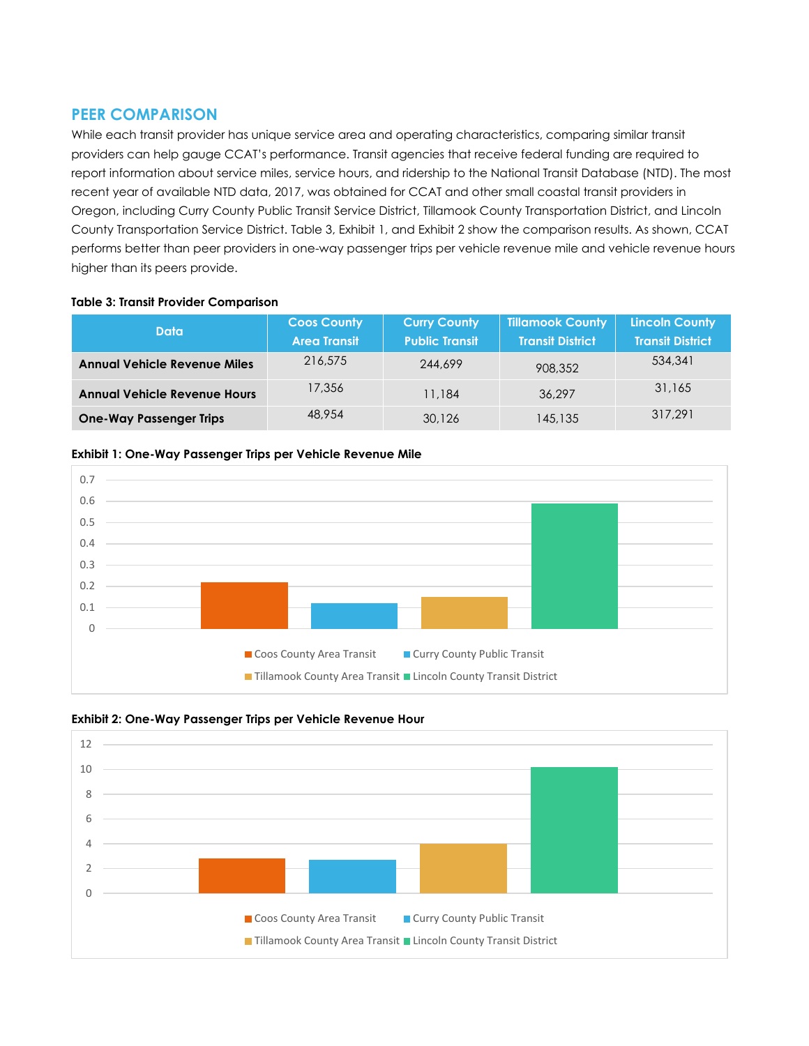## PEER COMPARISON

While each transit provider has unique service area and operating characteristics, comparing similar transit providers can help gauge CCAT's performance. Transit agencies that receive federal funding are required to report information about service miles, service hours, and ridership to the National Transit Database (NTD). The most recent year of available NTD data, 2017, was obtained for CCAT and other small coastal transit providers in Oregon, including Curry County Public Transit Service District, Tillamook County Transportation District, and Lincoln County Transportation Service District. Table 3, Exhibit 1, and Exhibit 2 show the comparison results. As shown, CCAT performs better than peer providers in one-way passenger trips per vehicle revenue mile and vehicle revenue hours higher than its peers provide.

**Table 3: Transit Provider Comparison**

| Data | Coos County Area Transit | Curry County Public Transit | Tillamook County Transit District | Lincoln County Transit District |
|---|---|---|---|---|
| **Annual Vehicle Revenue Miles** | 216,575 | 244,699 | 908,352 | 534,341 |
| **Annual Vehicle Revenue Hours** | 17,356 | 11,184 | 36,297 | 31,165 |
| **One-Way Passenger Trips** | 48,954 | 30,126 | 145,135 | 317,291 |

**Exhibit 1: One-Way Passenger Trips per Vehicle Revenue Mile**

**Exhibit 2: One-Way Passenger Trips per Vehicle Revenue Hour**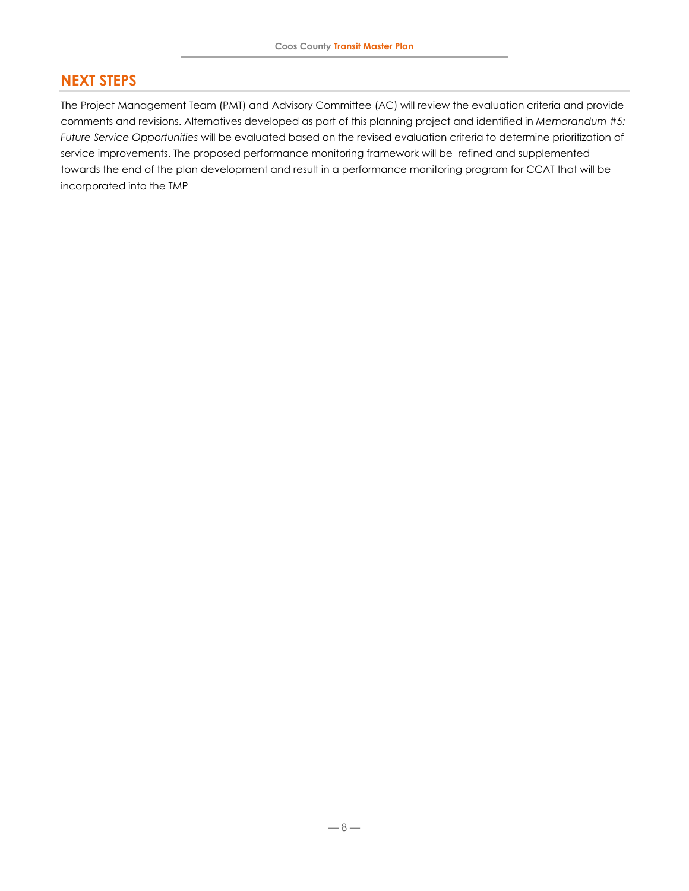## NEXT STEPS

The Project Management Team (PMT) and Advisory Committee (AC) will review the evaluation criteria and provide comments and revisions. Alternatives developed as part of this planning project and identified in *Memorandum #5: Future Service Opportunities* will be evaluated based on the revised evaluation criteria to determine prioritization of service improvements. The proposed performance monitoring framework will be refined and supplemented towards the end of the plan development and result in a performance monitoring program for CCAT that will be incorporated into the TMP